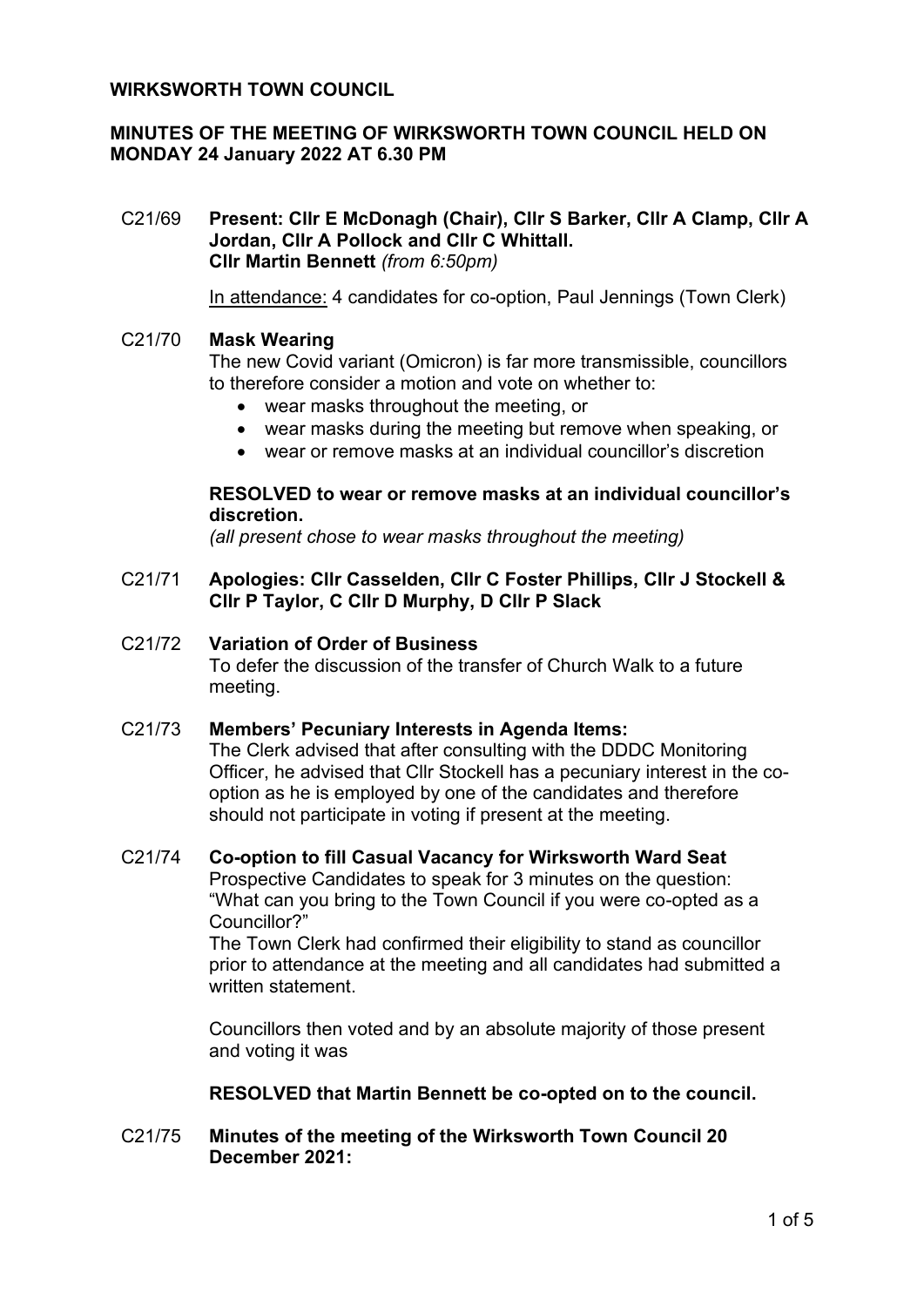**WIRKSWORTH TOWN COUNCIL**

**MINUTES OF THE MEETING OF WIRKSWORTH TOWN COUNCIL HELD ON MONDAY 24 January 2022 AT 6.30 PM**

C21/69 **Present: Cllr E McDonagh (Chair), Cllr S Barker, Cllr A Clamp, Cllr A Jordan, Cllr A Pollock and Cllr C Whittall.**
**Cllr Martin Bennett** *(from 6:50pm)*

In attendance: 4 candidates for co-option, Paul Jennings (Town Clerk)

C21/70 **Mask Wearing**
The new Covid variant (Omicron) is far more transmissible, councillors to therefore consider a motion and vote on whether to:

- wear masks throughout the meeting, or
- wear masks during the meeting but remove when speaking, or
- wear or remove masks at an individual councillor's discretion

**RESOLVED to wear or remove masks at an individual councillor's discretion.**
*(all present chose to wear masks throughout the meeting)*

C21/71 **Apologies: Cllr Casselden, Cllr C Foster Phillips, Cllr J Stockell & Cllr P Taylor, C Cllr D Murphy, D Cllr P Slack**

C21/72 **Variation of Order of Business**
To defer the discussion of the transfer of Church Walk to a future meeting.

C21/73 **Members' Pecuniary Interests in Agenda Items:**
The Clerk advised that after consulting with the DDDC Monitoring Officer, he advised that Cllr Stockell has a pecuniary interest in the co-option as he is employed by one of the candidates and therefore should not participate in voting if present at the meeting.

C21/74 **Co-option to fill Casual Vacancy for Wirksworth Ward Seat**
Prospective Candidates to speak for 3 minutes on the question: "What can you bring to the Town Council if you were co-opted as a Councillor?"
The Town Clerk had confirmed their eligibility to stand as councillor prior to attendance at the meeting and all candidates had submitted a written statement.

Councillors then voted and by an absolute majority of those present and voting it was

**RESOLVED that Martin Bennett be co-opted on to the council.**

C21/75 **Minutes of the meeting of the Wirksworth Town Council 20 December 2021:**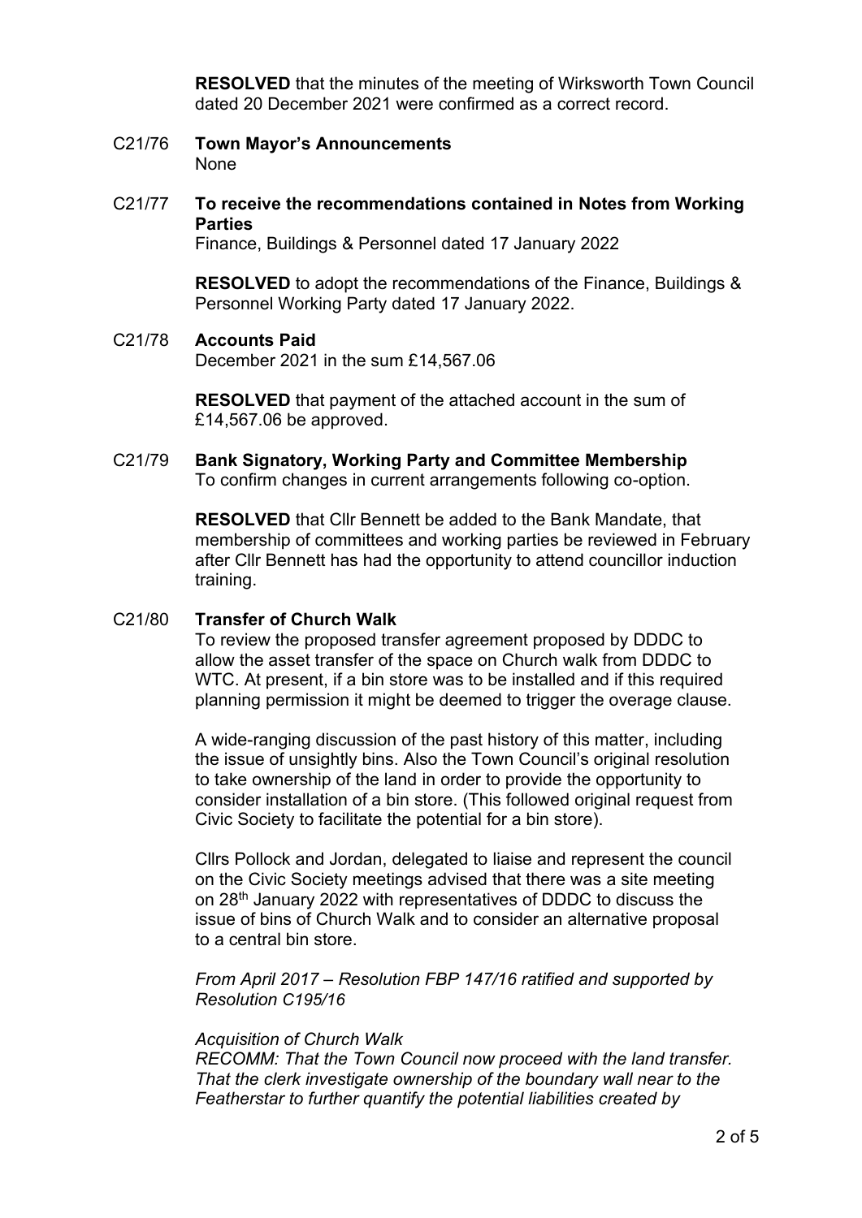**RESOLVED** that the minutes of the meeting of Wirksworth Town Council dated 20 December 2021 were confirmed as a correct record.

C21/76 **Town Mayor's Announcements**
None

C21/77 **To receive the recommendations contained in Notes from Working Parties**
Finance, Buildings & Personnel dated 17 January 2022

**RESOLVED** to adopt the recommendations of the Finance, Buildings & Personnel Working Party dated 17 January 2022.

C21/78 **Accounts Paid**
December 2021 in the sum £14,567.06

**RESOLVED** that payment of the attached account in the sum of £14,567.06 be approved.

C21/79 **Bank Signatory, Working Party and Committee Membership**
To confirm changes in current arrangements following co-option.

**RESOLVED** that Cllr Bennett be added to the Bank Mandate, that membership of committees and working parties be reviewed in February after Cllr Bennett has had the opportunity to attend councillor induction training.

C21/80 **Transfer of Church Walk**
To review the proposed transfer agreement proposed by DDDC to allow the asset transfer of the space on Church walk from DDDC to WTC. At present, if a bin store was to be installed and if this required planning permission it might be deemed to trigger the overage clause.

A wide-ranging discussion of the past history of this matter, including the issue of unsightly bins. Also the Town Council's original resolution to take ownership of the land in order to provide the opportunity to consider installation of a bin store. (This followed original request from Civic Society to facilitate the potential for a bin store).

Cllrs Pollock and Jordan, delegated to liaise and represent the council on the Civic Society meetings advised that there was a site meeting on 28th January 2022 with representatives of DDDC to discuss the issue of bins of Church Walk and to consider an alternative proposal to a central bin store.

*From April 2017 – Resolution FBP 147/16 ratified and supported by Resolution C195/16*

*Acquisition of Church Walk*
*RECOMM: That the Town Council now proceed with the land transfer. That the clerk investigate ownership of the boundary wall near to the Featherstar to further quantify the potential liabilities created by*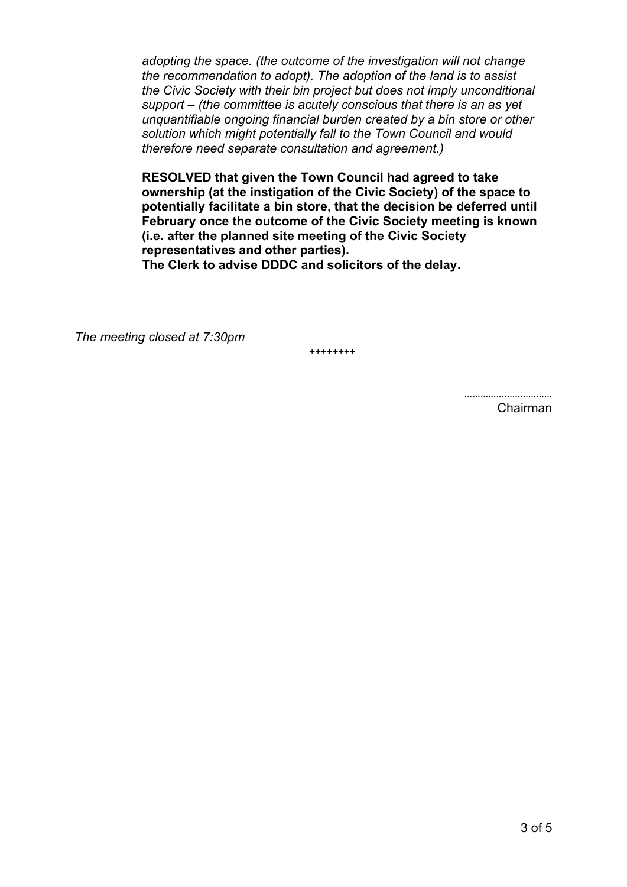*adopting the space. (the outcome of the investigation will not change the recommendation to adopt). The adoption of the land is to assist the Civic Society with their bin project but does not imply unconditional support – (the committee is acutely conscious that there is an as yet unquantifiable ongoing financial burden created by a bin store or other solution which might potentially fall to the Town Council and would therefore need separate consultation and agreement.)*

**RESOLVED that given the Town Council had agreed to take ownership (at the instigation of the Civic Society) of the space to potentially facilitate a bin store, that the decision be deferred until February once the outcome of the Civic Society meeting is known (i.e. after the planned site meeting of the Civic Society representatives and other parties).**
**The Clerk to advise DDDC and solicitors of the delay.**

*The meeting closed at 7:30pm*

++++++++

…………………………
Chairman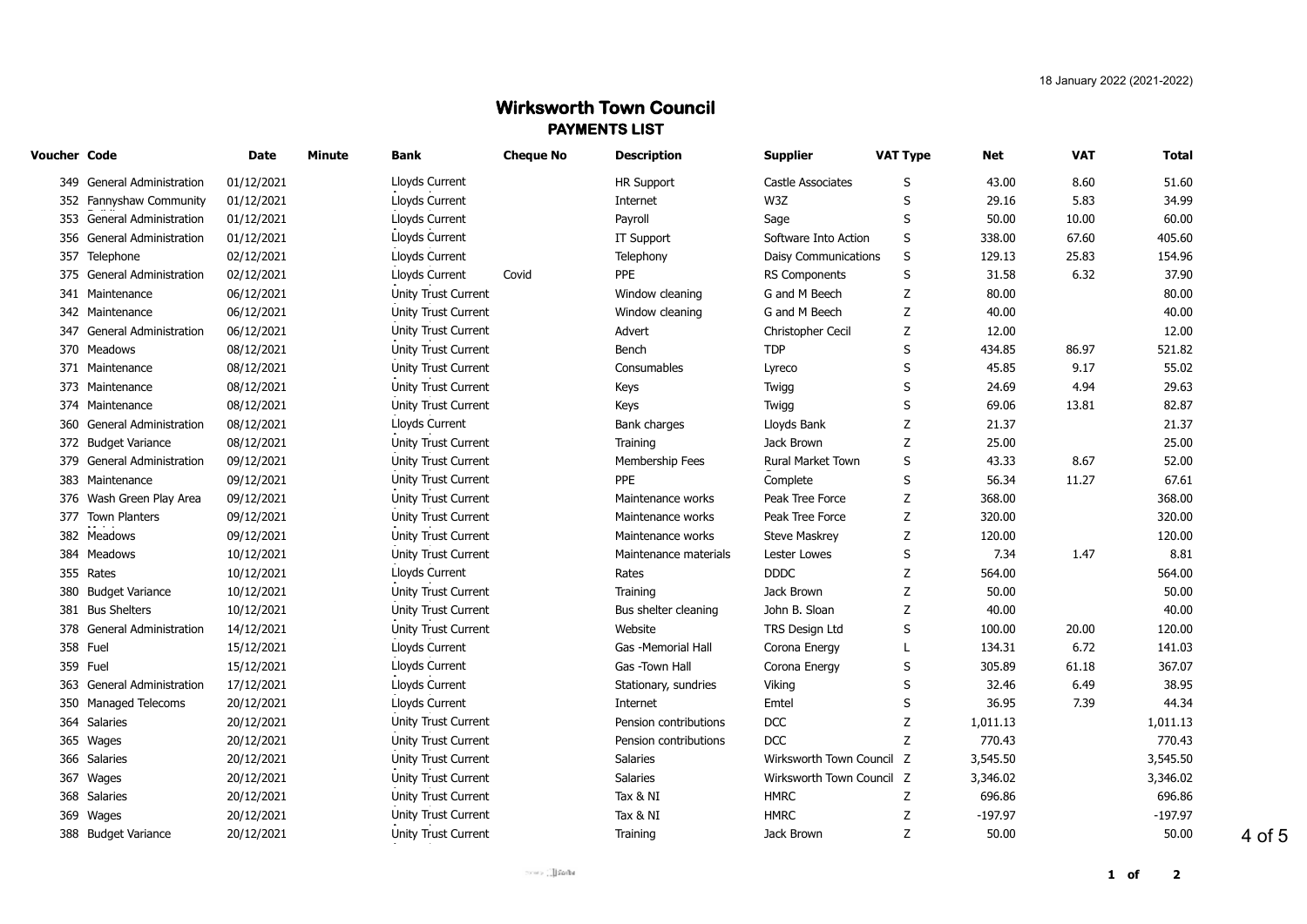18 January 2022 (2021-2022)

# Wirksworth Town Council

## PAYMENTS LIST

| Voucher | Code | Date | Minute | Bank | Cheque No | Description | Supplier | VAT Type | Net | VAT | Total |
|---|---|---|---|---|---|---|---|---|---|---|---|
| 349 | General Administration | 01/12/2021 | | Lloyds Current | | HR Support | Castle Associates | S | 43.00 | 8.60 | 51.60 |
| 352 | Fannyshaw Community | 01/12/2021 | | Lloyds Current | | Internet | W3Z | S | 29.16 | 5.83 | 34.99 |
| 353 | General Administration | 01/12/2021 | | Lloyds Current | | Payroll | Sage | S | 50.00 | 10.00 | 60.00 |
| 356 | General Administration | 01/12/2021 | | Lloyds Current | | IT Support | Software Into Action | S | 338.00 | 67.60 | 405.60 |
| 357 | Telephone | 02/12/2021 | | Lloyds Current | | Telephony | Daisy Communications | S | 129.13 | 25.83 | 154.96 |
| 375 | General Administration | 02/12/2021 | | Lloyds Current | Covid | PPE | RS Components | S | 31.58 | 6.32 | 37.90 |
| 341 | Maintenance | 06/12/2021 | | Unity Trust Current | | Window cleaning | G and M Beech | Z | 80.00 | | 80.00 |
| 342 | Maintenance | 06/12/2021 | | Unity Trust Current | | Window cleaning | G and M Beech | Z | 40.00 | | 40.00 |
| 347 | General Administration | 06/12/2021 | | Unity Trust Current | | Advert | Christopher Cecil | Z | 12.00 | | 12.00 |
| 370 | Meadows | 08/12/2021 | | Unity Trust Current | | Bench | TDP | S | 434.85 | 86.97 | 521.82 |
| 371 | Maintenance | 08/12/2021 | | Unity Trust Current | | Consumables | Lyreco | S | 45.85 | 9.17 | 55.02 |
| 373 | Maintenance | 08/12/2021 | | Unity Trust Current | | Keys | Twigg | S | 24.69 | 4.94 | 29.63 |
| 374 | Maintenance | 08/12/2021 | | Unity Trust Current | | Keys | Twigg | S | 69.06 | 13.81 | 82.87 |
| 360 | General Administration | 08/12/2021 | | Lloyds Current | | Bank charges | Lloyds Bank | Z | 21.37 | | 21.37 |
| 372 | Budget Variance | 08/12/2021 | | Unity Trust Current | | Training | Jack Brown | Z | 25.00 | | 25.00 |
| 379 | General Administration | 09/12/2021 | | Unity Trust Current | | Membership Fees | Rural Market Town | S | 43.33 | 8.67 | 52.00 |
| 383 | Maintenance | 09/12/2021 | | Unity Trust Current | | PPE | Complete | S | 56.34 | 11.27 | 67.61 |
| 376 | Wash Green Play Area | 09/12/2021 | | Unity Trust Current | | Maintenance works | Peak Tree Force | Z | 368.00 | | 368.00 |
| 377 | Town Planters | 09/12/2021 | | Unity Trust Current | | Maintenance works | Peak Tree Force | Z | 320.00 | | 320.00 |
| 382 | Meadows | 09/12/2021 | | Unity Trust Current | | Maintenance works | Steve Maskrey | Z | 120.00 | | 120.00 |
| 384 | Meadows | 10/12/2021 | | Unity Trust Current | | Maintenance materials | Lester Lowes | S | 7.34 | 1.47 | 8.81 |
| 355 | Rates | 10/12/2021 | | Lloyds Current | | Rates | DDDC | Z | 564.00 | | 564.00 |
| 380 | Budget Variance | 10/12/2021 | | Unity Trust Current | | Training | Jack Brown | Z | 50.00 | | 50.00 |
| 381 | Bus Shelters | 10/12/2021 | | Unity Trust Current | | Bus shelter cleaning | John B. Sloan | Z | 40.00 | | 40.00 |
| 378 | General Administration | 14/12/2021 | | Unity Trust Current | | Website | TRS Design Ltd | S | 100.00 | 20.00 | 120.00 |
| 358 | Fuel | 15/12/2021 | | Lloyds Current | | Gas -Memorial Hall | Corona Energy | L | 134.31 | 6.72 | 141.03 |
| 359 | Fuel | 15/12/2021 | | Lloyds Current | | Gas -Town Hall | Corona Energy | S | 305.89 | 61.18 | 367.07 |
| 363 | General Administration | 17/12/2021 | | Lloyds Current | | Stationary, sundries | Viking | S | 32.46 | 6.49 | 38.95 |
| 350 | Managed Telecoms | 20/12/2021 | | Lloyds Current | | Internet | Emtel | S | 36.95 | 7.39 | 44.34 |
| 364 | Salaries | 20/12/2021 | | Unity Trust Current | | Pension contributions | DCC | Z | 1,011.13 | | 1,011.13 |
| 365 | Wages | 20/12/2021 | | Unity Trust Current | | Pension contributions | DCC | Z | 770.43 | | 770.43 |
| 366 | Salaries | 20/12/2021 | | Unity Trust Current | | Salaries | Wirksworth Town Council | Z | 3,545.50 | | 3,545.50 |
| 367 | Wages | 20/12/2021 | | Unity Trust Current | | Salaries | Wirksworth Town Council | Z | 3,346.02 | | 3,346.02 |
| 368 | Salaries | 20/12/2021 | | Unity Trust Current | | Tax & NI | HMRC | Z | 696.86 | | 696.86 |
| 369 | Wages | 20/12/2021 | | Unity Trust Current | | Tax & NI | HMRC | Z | -197.97 | | -197.97 |
| 388 | Budget Variance | 20/12/2021 | | Unity Trust Current | | Training | Jack Brown | Z | 50.00 | | 50.00 |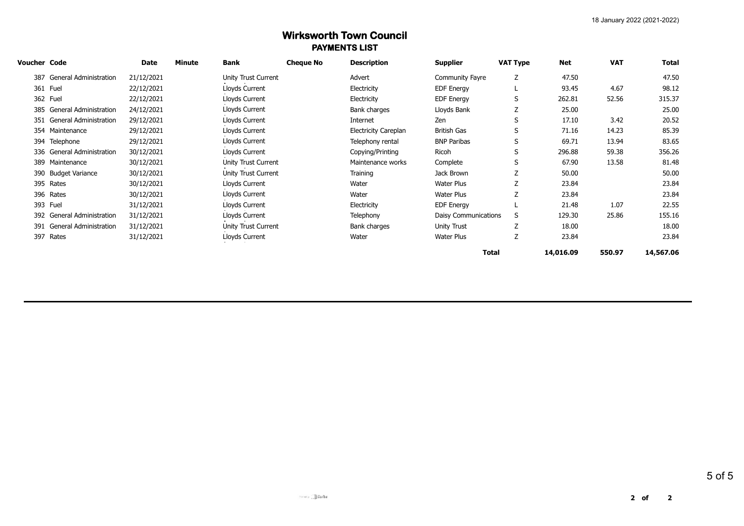# Wirksworth Town Council

## PAYMENTS LIST

| Voucher | Code | Date | Minute | Bank | Cheque No | Description | Supplier | VAT Type | Net | VAT | Total |
|---|---|---|---|---|---|---|---|---|---|---|---|
| 387 | General Administration | 21/12/2021 | | Unity Trust Current | | Advert | Community Fayre | Z | 47.50 | | 47.50 |
| 361 | Fuel | 22/12/2021 | | Lloyds Current | | Electricity | EDF Energy | L | 93.45 | 4.67 | 98.12 |
| 362 | Fuel | 22/12/2021 | | Lloyds Current | | Electricity | EDF Energy | S | 262.81 | 52.56 | 315.37 |
| 385 | General Administration | 24/12/2021 | | Lloyds Current | | Bank charges | Lloyds Bank | Z | 25.00 | | 25.00 |
| 351 | General Administration | 29/12/2021 | | Lloyds Current | | Internet | Zen | S | 17.10 | 3.42 | 20.52 |
| 354 | Maintenance | 29/12/2021 | | Lloyds Current | | Electricity Careplan | British Gas | S | 71.16 | 14.23 | 85.39 |
| 394 | Telephone | 29/12/2021 | | Lloyds Current | | Telephony rental | BNP Paribas | S | 69.71 | 13.94 | 83.65 |
| 336 | General Administration | 30/12/2021 | | Lloyds Current | | Copying/Printing | Ricoh | S | 296.88 | 59.38 | 356.26 |
| 389 | Maintenance | 30/12/2021 | | Unity Trust Current | | Maintenance works | Complete | S | 67.90 | 13.58 | 81.48 |
| 390 | Budget Variance | 30/12/2021 | | Unity Trust Current | | Training | Jack Brown | Z | 50.00 | | 50.00 |
| 395 | Rates | 30/12/2021 | | Lloyds Current | | Water | Water Plus | Z | 23.84 | | 23.84 |
| 396 | Rates | 30/12/2021 | | Lloyds Current | | Water | Water Plus | Z | 23.84 | | 23.84 |
| 393 | Fuel | 31/12/2021 | | Lloyds Current | | Electricity | EDF Energy | L | 21.48 | 1.07 | 22.55 |
| 392 | General Administration | 31/12/2021 | | Lloyds Current | | Telephony | Daisy Communications | S | 129.30 | 25.86 | 155.16 |
| 391 | General Administration | 31/12/2021 | | Unity Trust Current | | Bank charges | Unity Trust | Z | 18.00 | | 18.00 |
| 397 | Rates | 31/12/2021 | | Lloyds Current | | Water | Water Plus | Z | 23.84 | | 23.84 |
| | | | | | | | **Total** | | **14,016.09** | **550.97** | **14,567.06** |